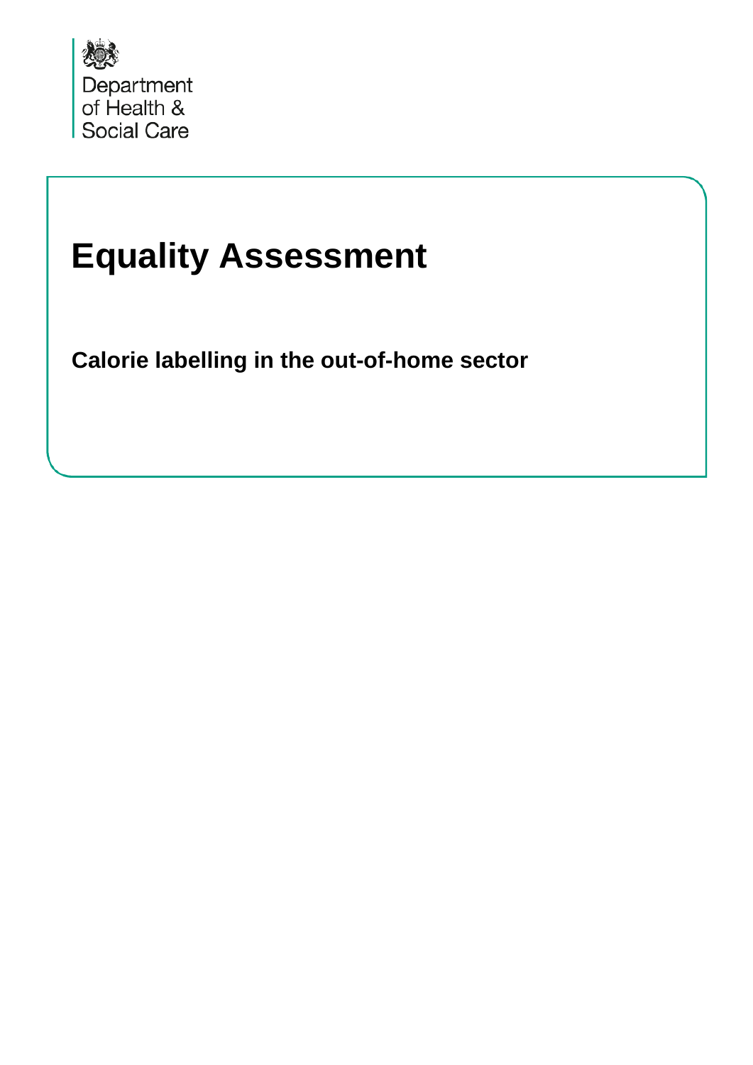Department of Health & Social Care

# Equality Assessment

**Calorie labelling in the out-of-home sector**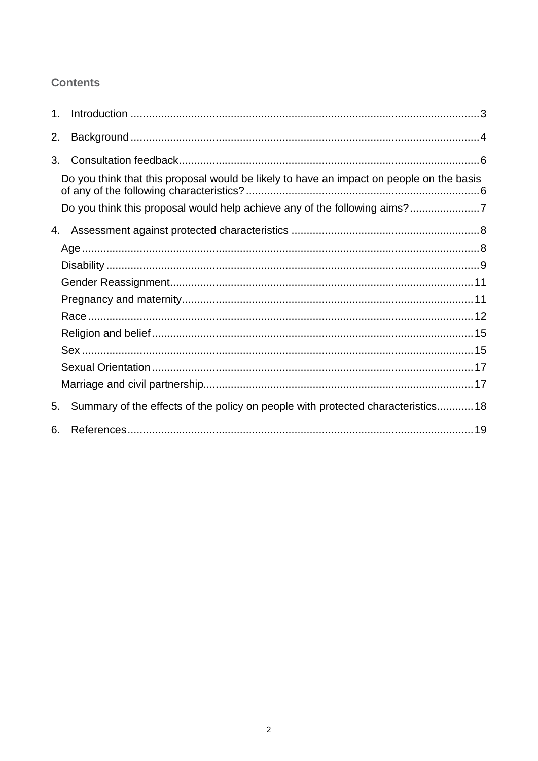## Contents

1. Introduction .......... 3
2. Background .......... 4
3. Consultation feedback .......... 6
   - Do you think that this proposal would be likely to have an impact on people on the basis of any of the following characteristics? .......... 6
   - Do you think this proposal would help achieve any of the following aims? .......... 7
4. Assessment against protected characteristics .......... 8
   - Age .......... 8
   - Disability .......... 9
   - Gender Reassignment .......... 11
   - Pregnancy and maternity .......... 11
   - Race .......... 12
   - Religion and belief .......... 15
   - Sex .......... 15
   - Sexual Orientation .......... 17
   - Marriage and civil partnership .......... 17
5. Summary of the effects of the policy on people with protected characteristics .......... 18
6. References .......... 19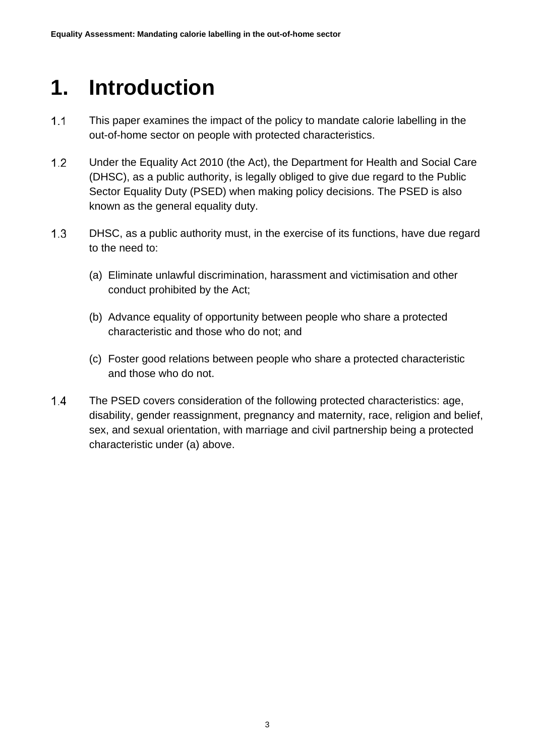# 1. Introduction

1.1 This paper examines the impact of the policy to mandate calorie labelling in the out-of-home sector on people with protected characteristics.

1.2 Under the Equality Act 2010 (the Act), the Department for Health and Social Care (DHSC), as a public authority, is legally obliged to give due regard to the Public Sector Equality Duty (PSED) when making policy decisions. The PSED is also known as the general equality duty.

1.3 DHSC, as a public authority must, in the exercise of its functions, have due regard to the need to:

(a) Eliminate unlawful discrimination, harassment and victimisation and other conduct prohibited by the Act;

(b) Advance equality of opportunity between people who share a protected characteristic and those who do not; and

(c) Foster good relations between people who share a protected characteristic and those who do not.

1.4 The PSED covers consideration of the following protected characteristics: age, disability, gender reassignment, pregnancy and maternity, race, religion and belief, sex, and sexual orientation, with marriage and civil partnership being a protected characteristic under (a) above.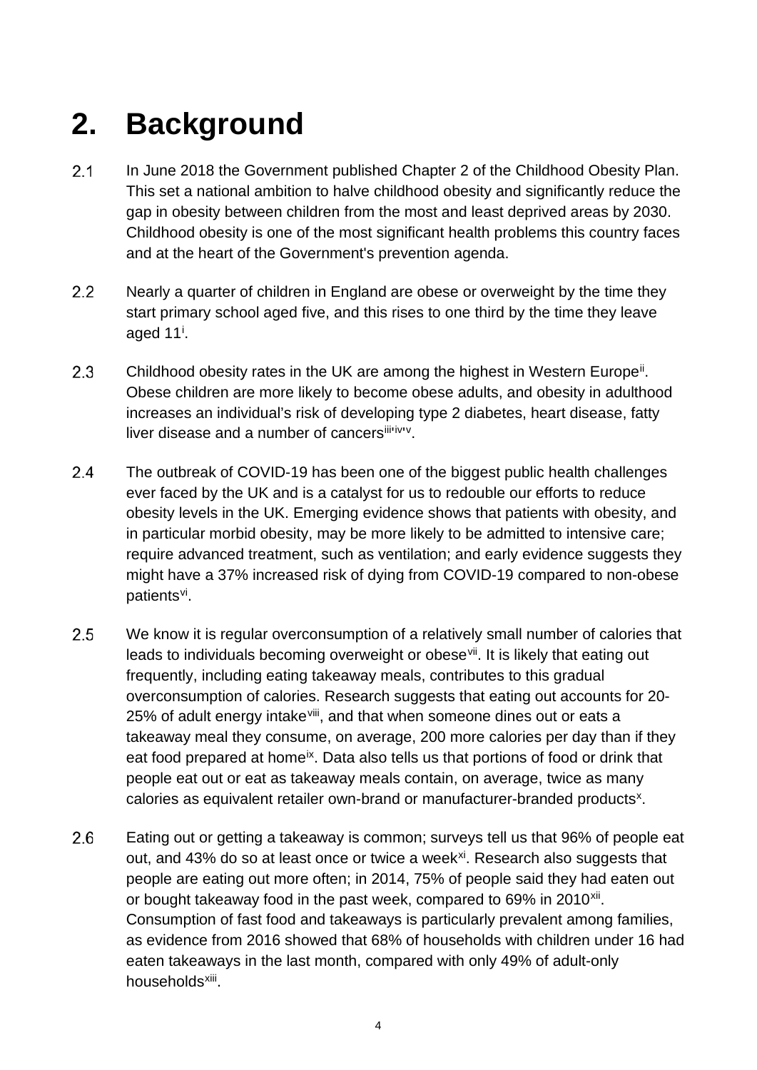# 2. Background

2.1 In June 2018 the Government published Chapter 2 of the Childhood Obesity Plan. This set a national ambition to halve childhood obesity and significantly reduce the gap in obesity between children from the most and least deprived areas by 2030. Childhood obesity is one of the most significant health problems this country faces and at the heart of the Government's prevention agenda.

2.2 Nearly a quarter of children in England are obese or overweight by the time they start primary school aged five, and this rises to one third by the time they leave aged 11[i].

2.3 Childhood obesity rates in the UK are among the highest in Western Europe[ii]. Obese children are more likely to become obese adults, and obesity in adulthood increases an individual's risk of developing type 2 diabetes, heart disease, fatty liver disease and a number of cancers[iii,iv,v].

2.4 The outbreak of COVID-19 has been one of the biggest public health challenges ever faced by the UK and is a catalyst for us to redouble our efforts to reduce obesity levels in the UK. Emerging evidence shows that patients with obesity, and in particular morbid obesity, may be more likely to be admitted to intensive care; require advanced treatment, such as ventilation; and early evidence suggests they might have a 37% increased risk of dying from COVID-19 compared to non-obese patients[vi].

2.5 We know it is regular overconsumption of a relatively small number of calories that leads to individuals becoming overweight or obese[vii]. It is likely that eating out frequently, including eating takeaway meals, contributes to this gradual overconsumption of calories. Research suggests that eating out accounts for 20-25% of adult energy intake[viii], and that when someone dines out or eats a takeaway meal they consume, on average, 200 more calories per day than if they eat food prepared at home[ix]. Data also tells us that portions of food or drink that people eat out or eat as takeaway meals contain, on average, twice as many calories as equivalent retailer own-brand or manufacturer-branded products[x].

2.6 Eating out or getting a takeaway is common; surveys tell us that 96% of people eat out, and 43% do so at least once or twice a week[xi]. Research also suggests that people are eating out more often; in 2014, 75% of people said they had eaten out or bought takeaway food in the past week, compared to 69% in 2010[xii]. Consumption of fast food and takeaways is particularly prevalent among families, as evidence from 2016 showed that 68% of households with children under 16 had eaten takeaways in the last month, compared with only 49% of adult-only households[xiii].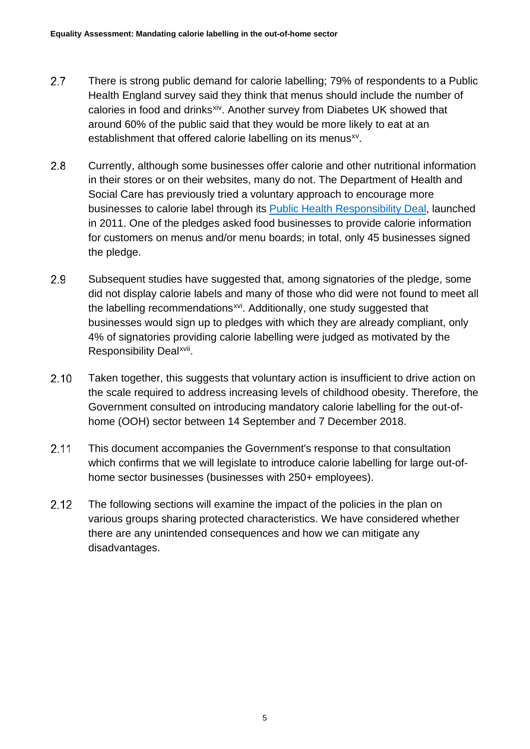2.7 There is strong public demand for calorie labelling; 79% of respondents to a Public Health England survey said they think that menus should include the number of calories in food and drinks[xiv]. Another survey from Diabetes UK showed that around 60% of the public said that they would be more likely to eat at an establishment that offered calorie labelling on its menus[xv].

2.8 Currently, although some businesses offer calorie and other nutritional information in their stores or on their websites, many do not. The Department of Health and Social Care has previously tried a voluntary approach to encourage more businesses to calorie label through its Public Health Responsibility Deal, launched in 2011. One of the pledges asked food businesses to provide calorie information for customers on menus and/or menu boards; in total, only 45 businesses signed the pledge.

2.9 Subsequent studies have suggested that, among signatories of the pledge, some did not display calorie labels and many of those who did were not found to meet all the labelling recommendations[xvi]. Additionally, one study suggested that businesses would sign up to pledges with which they are already compliant, only 4% of signatories providing calorie labelling were judged as motivated by the Responsibility Deal[xvii].

2.10 Taken together, this suggests that voluntary action is insufficient to drive action on the scale required to address increasing levels of childhood obesity. Therefore, the Government consulted on introducing mandatory calorie labelling for the out-of-home (OOH) sector between 14 September and 7 December 2018.

2.11 This document accompanies the Government's response to that consultation which confirms that we will legislate to introduce calorie labelling for large out-of-home sector businesses (businesses with 250+ employees).

2.12 The following sections will examine the impact of the policies in the plan on various groups sharing protected characteristics. We have considered whether there are any unintended consequences and how we can mitigate any disadvantages.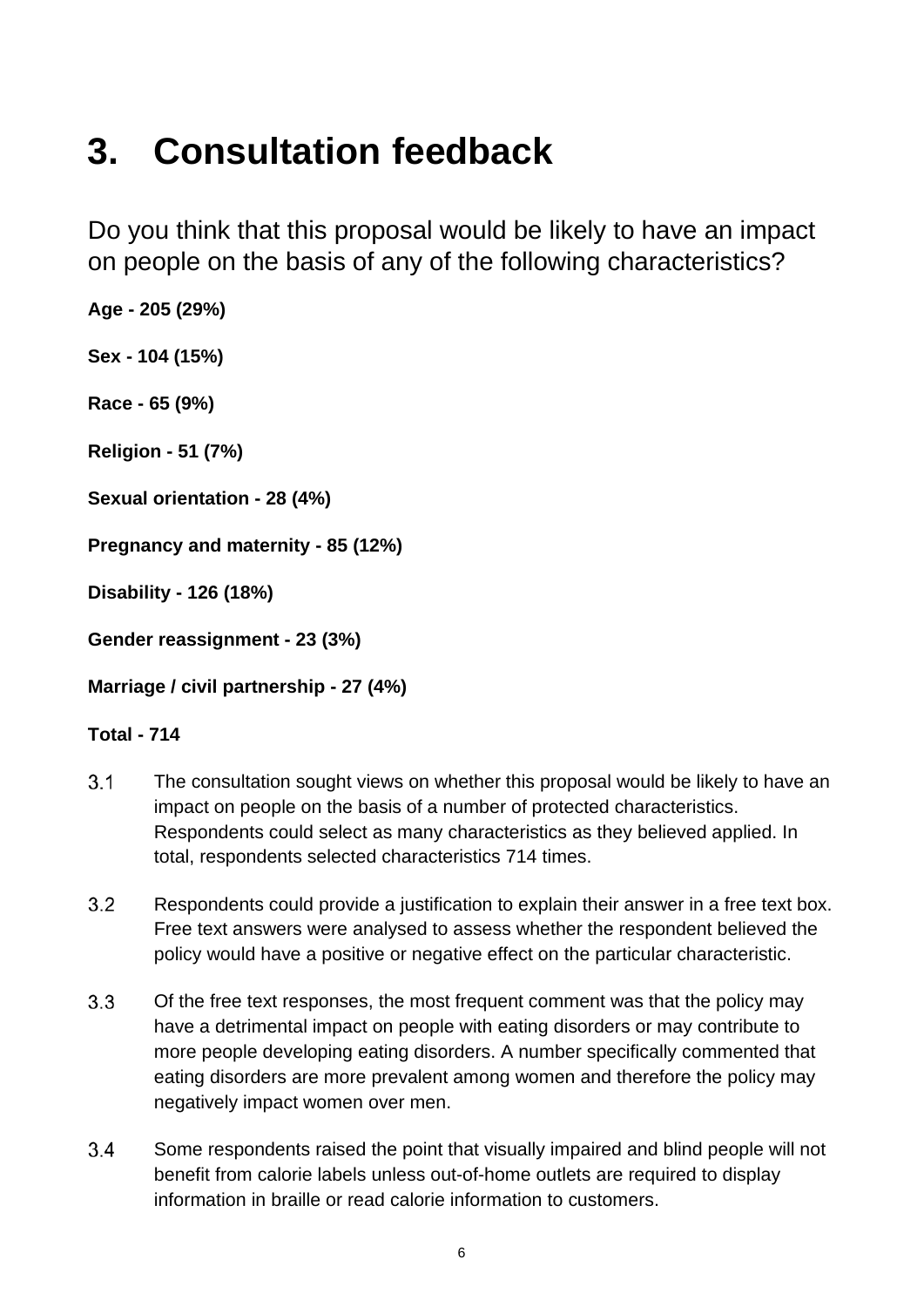# 3. Consultation feedback

## Do you think that this proposal would be likely to have an impact on people on the basis of any of the following characteristics?

**Age - 205 (29%)**

**Sex - 104 (15%)**

**Race - 65 (9%)**

**Religion - 51 (7%)**

**Sexual orientation - 28 (4%)**

**Pregnancy and maternity - 85 (12%)**

**Disability - 126 (18%)**

**Gender reassignment - 23 (3%)**

**Marriage / civil partnership - 27 (4%)**

**Total - 714**

3.1 The consultation sought views on whether this proposal would be likely to have an impact on people on the basis of a number of protected characteristics. Respondents could select as many characteristics as they believed applied. In total, respondents selected characteristics 714 times.

3.2 Respondents could provide a justification to explain their answer in a free text box. Free text answers were analysed to assess whether the respondent believed the policy would have a positive or negative effect on the particular characteristic.

3.3 Of the free text responses, the most frequent comment was that the policy may have a detrimental impact on people with eating disorders or may contribute to more people developing eating disorders. A number specifically commented that eating disorders are more prevalent among women and therefore the policy may negatively impact women over men.

3.4 Some respondents raised the point that visually impaired and blind people will not benefit from calorie labels unless out-of-home outlets are required to display information in braille or read calorie information to customers.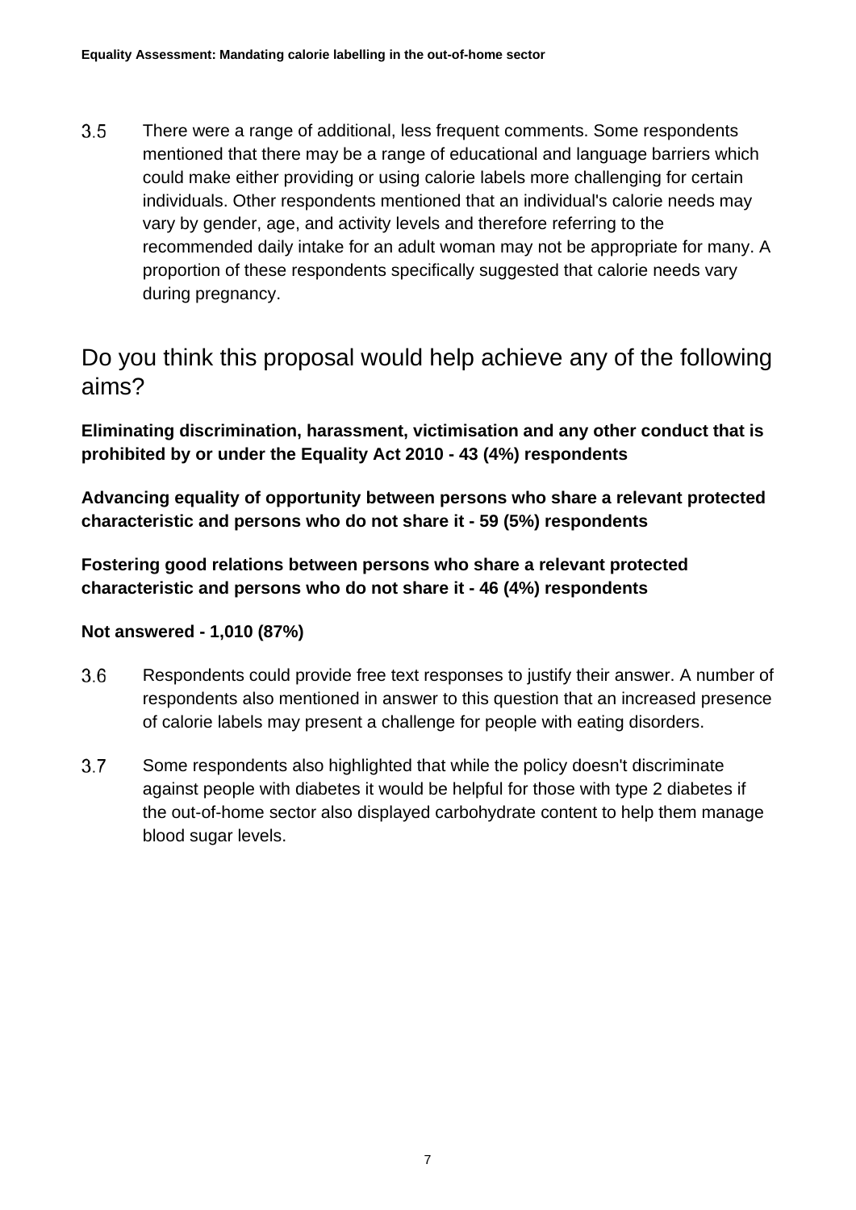3.5 There were a range of additional, less frequent comments. Some respondents mentioned that there may be a range of educational and language barriers which could make either providing or using calorie labels more challenging for certain individuals. Other respondents mentioned that an individual's calorie needs may vary by gender, age, and activity levels and therefore referring to the recommended daily intake for an adult woman may not be appropriate for many. A proportion of these respondents specifically suggested that calorie needs vary during pregnancy.

## Do you think this proposal would help achieve any of the following aims?

**Eliminating discrimination, harassment, victimisation and any other conduct that is prohibited by or under the Equality Act 2010 - 43 (4%) respondents**

**Advancing equality of opportunity between persons who share a relevant protected characteristic and persons who do not share it - 59 (5%) respondents**

**Fostering good relations between persons who share a relevant protected characteristic and persons who do not share it - 46 (4%) respondents**

**Not answered - 1,010 (87%)**

3.6 Respondents could provide free text responses to justify their answer. A number of respondents also mentioned in answer to this question that an increased presence of calorie labels may present a challenge for people with eating disorders.

3.7 Some respondents also highlighted that while the policy doesn't discriminate against people with diabetes it would be helpful for those with type 2 diabetes if the out-of-home sector also displayed carbohydrate content to help them manage blood sugar levels.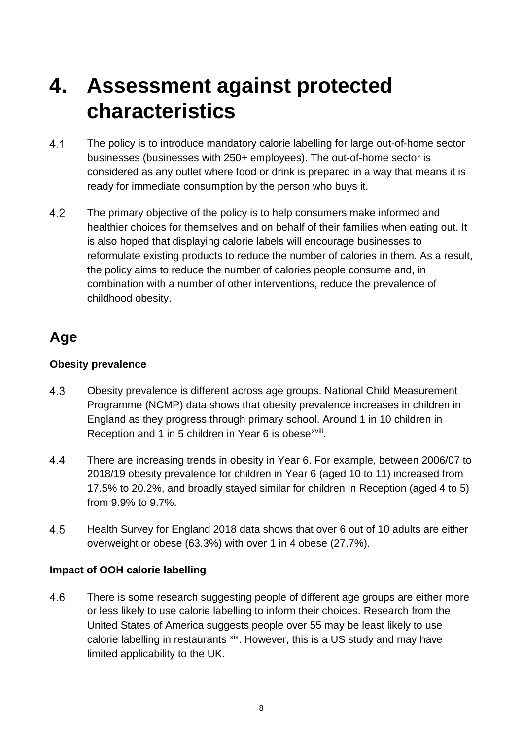# 4. Assessment against protected characteristics

4.1 The policy is to introduce mandatory calorie labelling for large out-of-home sector businesses (businesses with 250+ employees). The out-of-home sector is considered as any outlet where food or drink is prepared in a way that means it is ready for immediate consumption by the person who buys it.

4.2 The primary objective of the policy is to help consumers make informed and healthier choices for themselves and on behalf of their families when eating out. It is also hoped that displaying calorie labels will encourage businesses to reformulate existing products to reduce the number of calories in them. As a result, the policy aims to reduce the number of calories people consume and, in combination with a number of other interventions, reduce the prevalence of childhood obesity.

## Age

### Obesity prevalence

4.3 Obesity prevalence is different across age groups. National Child Measurement Programme (NCMP) data shows that obesity prevalence increases in children in England as they progress through primary school. Around 1 in 10 children in Reception and 1 in 5 children in Year 6 is obese[xviii].

4.4 There are increasing trends in obesity in Year 6. For example, between 2006/07 to 2018/19 obesity prevalence for children in Year 6 (aged 10 to 11) increased from 17.5% to 20.2%, and broadly stayed similar for children in Reception (aged 4 to 5) from 9.9% to 9.7%.

4.5 Health Survey for England 2018 data shows that over 6 out of 10 adults are either overweight or obese (63.3%) with over 1 in 4 obese (27.7%).

### Impact of OOH calorie labelling

4.6 There is some research suggesting people of different age groups are either more or less likely to use calorie labelling to inform their choices. Research from the United States of America suggests people over 55 may be least likely to use calorie labelling in restaurants [xix]. However, this is a US study and may have limited applicability to the UK.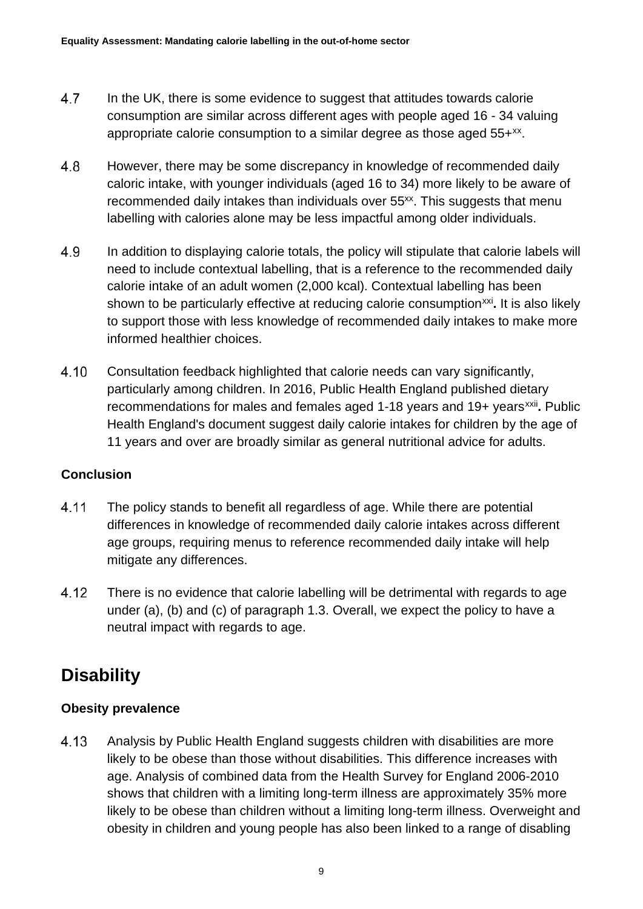4.7 In the UK, there is some evidence to suggest that attitudes towards calorie consumption are similar across different ages with people aged 16 - 34 valuing appropriate calorie consumption to a similar degree as those aged 55+[xx].

4.8 However, there may be some discrepancy in knowledge of recommended daily caloric intake, with younger individuals (aged 16 to 34) more likely to be aware of recommended daily intakes than individuals over 55[xx]. This suggests that menu labelling with calories alone may be less impactful among older individuals.

4.9 In addition to displaying calorie totals, the policy will stipulate that calorie labels will need to include contextual labelling, that is a reference to the recommended daily calorie intake of an adult women (2,000 kcal). Contextual labelling has been shown to be particularly effective at reducing calorie consumption[xxi]**.** It is also likely to support those with less knowledge of recommended daily intakes to make more informed healthier choices.

4.10 Consultation feedback highlighted that calorie needs can vary significantly, particularly among children. In 2016, Public Health England published dietary recommendations for males and females aged 1-18 years and 19+ years[xxii]**.** Public Health England's document suggest daily calorie intakes for children by the age of 11 years and over are broadly similar as general nutritional advice for adults.

**Conclusion**

4.11 The policy stands to benefit all regardless of age. While there are potential differences in knowledge of recommended daily calorie intakes across different age groups, requiring menus to reference recommended daily intake will help mitigate any differences.

4.12 There is no evidence that calorie labelling will be detrimental with regards to age under (a), (b) and (c) of paragraph 1.3. Overall, we expect the policy to have a neutral impact with regards to age.

## Disability

**Obesity prevalence**

4.13 Analysis by Public Health England suggests children with disabilities are more likely to be obese than those without disabilities. This difference increases with age. Analysis of combined data from the Health Survey for England 2006-2010 shows that children with a limiting long-term illness are approximately 35% more likely to be obese than children without a limiting long-term illness. Overweight and obesity in children and young people has also been linked to a range of disabling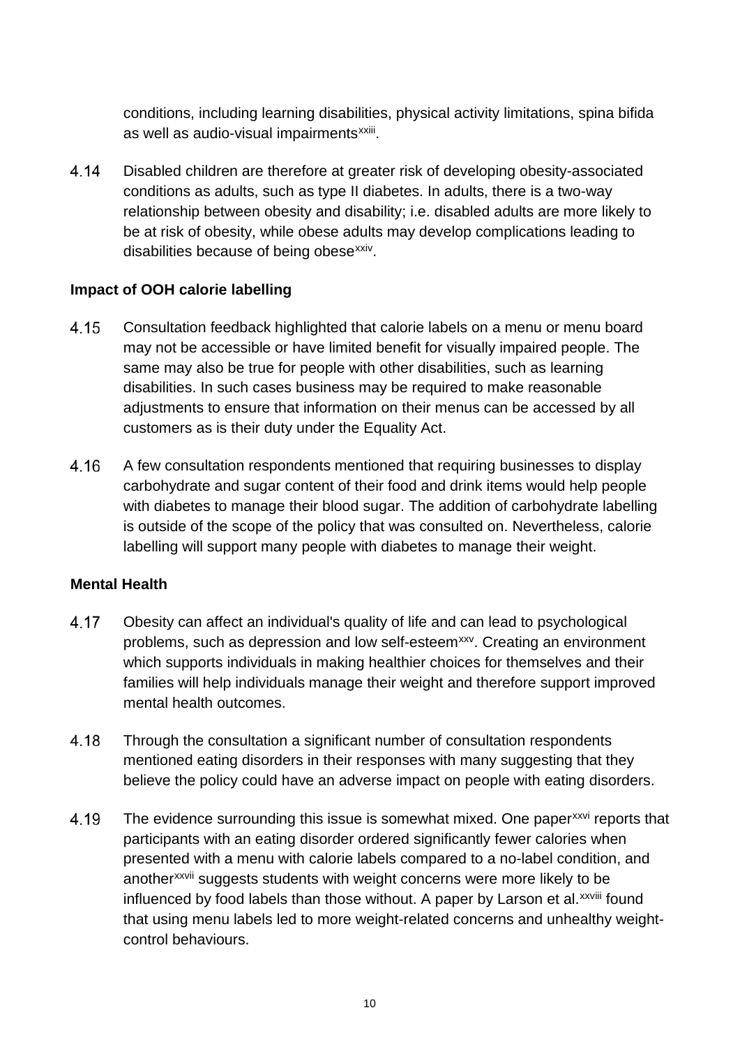conditions, including learning disabilities, physical activity limitations, spina bifida as well as audio-visual impairments[xxiii].

4.14 Disabled children are therefore at greater risk of developing obesity-associated conditions as adults, such as type II diabetes. In adults, there is a two-way relationship between obesity and disability; i.e. disabled adults are more likely to be at risk of obesity, while obese adults may develop complications leading to disabilities because of being obese[xxiv].

**Impact of OOH calorie labelling**

4.15 Consultation feedback highlighted that calorie labels on a menu or menu board may not be accessible or have limited benefit for visually impaired people. The same may also be true for people with other disabilities, such as learning disabilities. In such cases business may be required to make reasonable adjustments to ensure that information on their menus can be accessed by all customers as is their duty under the Equality Act.

4.16 A few consultation respondents mentioned that requiring businesses to display carbohydrate and sugar content of their food and drink items would help people with diabetes to manage their blood sugar. The addition of carbohydrate labelling is outside of the scope of the policy that was consulted on. Nevertheless, calorie labelling will support many people with diabetes to manage their weight.

**Mental Health**

4.17 Obesity can affect an individual's quality of life and can lead to psychological problems, such as depression and low self-esteem[xxv]. Creating an environment which supports individuals in making healthier choices for themselves and their families will help individuals manage their weight and therefore support improved mental health outcomes.

4.18 Through the consultation a significant number of consultation respondents mentioned eating disorders in their responses with many suggesting that they believe the policy could have an adverse impact on people with eating disorders.

4.19 The evidence surrounding this issue is somewhat mixed. One paper[xxvi] reports that participants with an eating disorder ordered significantly fewer calories when presented with a menu with calorie labels compared to a no-label condition, and another[xxvii] suggests students with weight concerns were more likely to be influenced by food labels than those without. A paper by Larson et al.[xxviii] found that using menu labels led to more weight-related concerns and unhealthy weight-control behaviours.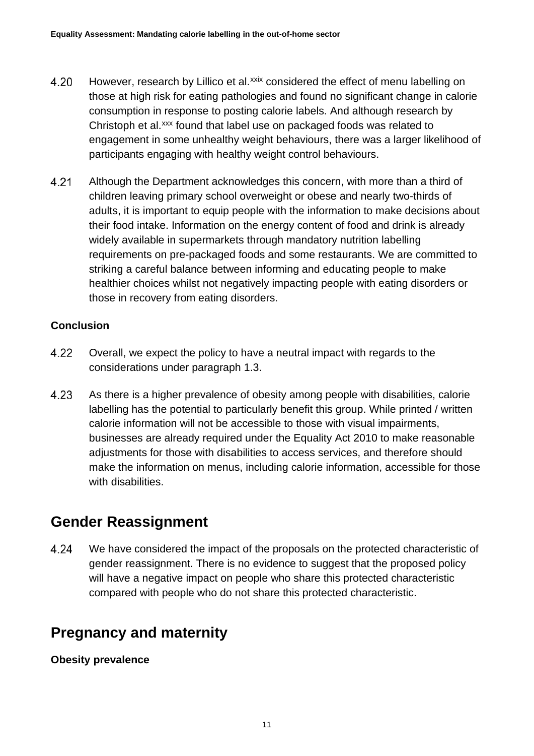4.20 However, research by Lillico et al.[xxix] considered the effect of menu labelling on those at high risk for eating pathologies and found no significant change in calorie consumption in response to posting calorie labels. And although research by Christoph et al.[xxx] found that label use on packaged foods was related to engagement in some unhealthy weight behaviours, there was a larger likelihood of participants engaging with healthy weight control behaviours.

4.21 Although the Department acknowledges this concern, with more than a third of children leaving primary school overweight or obese and nearly two-thirds of adults, it is important to equip people with the information to make decisions about their food intake. Information on the energy content of food and drink is already widely available in supermarkets through mandatory nutrition labelling requirements on pre-packaged foods and some restaurants. We are committed to striking a careful balance between informing and educating people to make healthier choices whilst not negatively impacting people with eating disorders or those in recovery from eating disorders.

**Conclusion**

4.22 Overall, we expect the policy to have a neutral impact with regards to the considerations under paragraph 1.3.

4.23 As there is a higher prevalence of obesity among people with disabilities, calorie labelling has the potential to particularly benefit this group. While printed / written calorie information will not be accessible to those with visual impairments, businesses are already required under the Equality Act 2010 to make reasonable adjustments for those with disabilities to access services, and therefore should make the information on menus, including calorie information, accessible for those with disabilities.

## Gender Reassignment

4.24 We have considered the impact of the proposals on the protected characteristic of gender reassignment. There is no evidence to suggest that the proposed policy will have a negative impact on people who share this protected characteristic compared with people who do not share this protected characteristic.

## Pregnancy and maternity

**Obesity prevalence**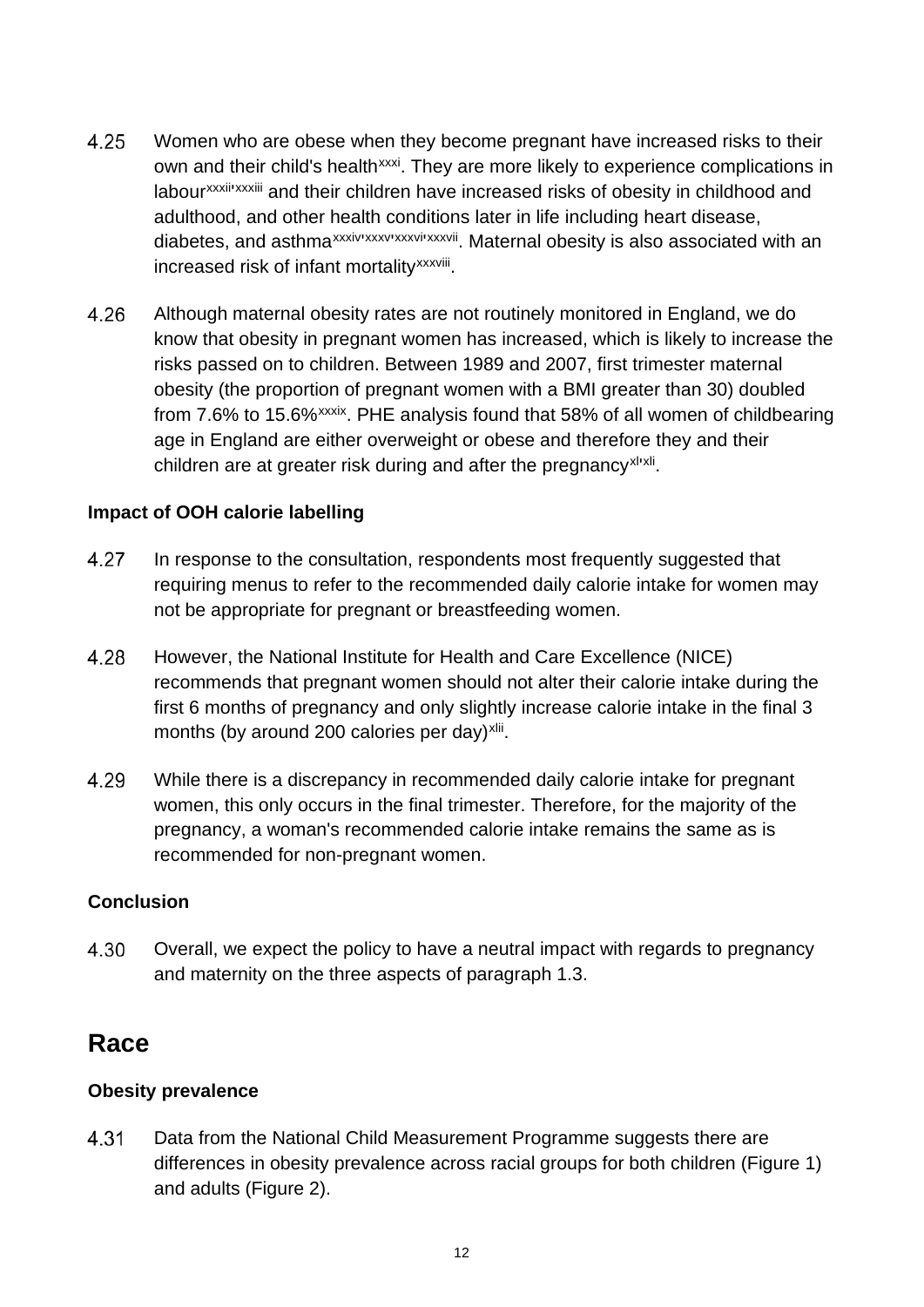4.25 Women who are obese when they become pregnant have increased risks to their own and their child's health[xxxi]. They are more likely to experience complications in labour[xxxii,xxxiii] and their children have increased risks of obesity in childhood and adulthood, and other health conditions later in life including heart disease, diabetes, and asthma[xxxiv,xxxv,xxxvi,xxxvii]. Maternal obesity is also associated with an increased risk of infant mortality[xxxviii].

4.26 Although maternal obesity rates are not routinely monitored in England, we do know that obesity in pregnant women has increased, which is likely to increase the risks passed on to children. Between 1989 and 2007, first trimester maternal obesity (the proportion of pregnant women with a BMI greater than 30) doubled from 7.6% to 15.6%[xxxix]. PHE analysis found that 58% of all women of childbearing age in England are either overweight or obese and therefore they and their children are at greater risk during and after the pregnancy[xl,xli].

**Impact of OOH calorie labelling**

4.27 In response to the consultation, respondents most frequently suggested that requiring menus to refer to the recommended daily calorie intake for women may not be appropriate for pregnant or breastfeeding women.

4.28 However, the National Institute for Health and Care Excellence (NICE) recommends that pregnant women should not alter their calorie intake during the first 6 months of pregnancy and only slightly increase calorie intake in the final 3 months (by around 200 calories per day)[xlii].

4.29 While there is a discrepancy in recommended daily calorie intake for pregnant women, this only occurs in the final trimester. Therefore, for the majority of the pregnancy, a woman's recommended calorie intake remains the same as is recommended for non-pregnant women.

**Conclusion**

4.30 Overall, we expect the policy to have a neutral impact with regards to pregnancy and maternity on the three aspects of paragraph 1.3.

## Race

**Obesity prevalence**

4.31 Data from the National Child Measurement Programme suggests there are differences in obesity prevalence across racial groups for both children (Figure 1) and adults (Figure 2).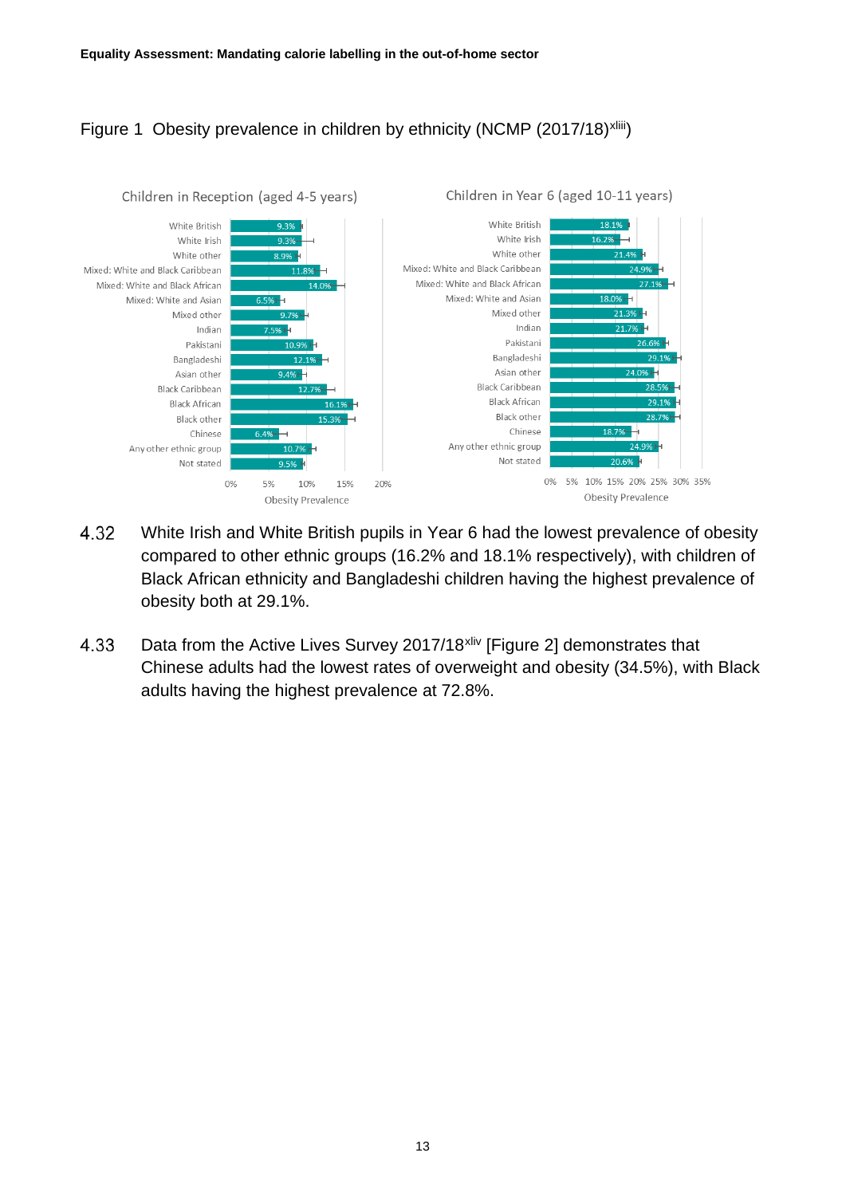Figure 1 Obesity prevalence in children by ethnicity (NCMP (2017/18)[xliii])

| Ethnicity | Children in Reception (aged 4-5 years) Obesity Prevalence | Children in Year 6 (aged 10-11 years) Obesity Prevalence |
| --- | --- | --- |
| White British | 9.3% | 18.1% |
| White Irish | 9.3% | 16.2% |
| White other | 8.9% | 21.4% |
| Mixed: White and Black Caribbean | 11.8% | 24.9% |
| Mixed: White and Black African | 14.0% | 27.1% |
| Mixed: White and Asian | 6.5% | 18.0% |
| Mixed other | 9.7% | 21.3% |
| Indian | 7.5% | 21.7% |
| Pakistani | 10.9% | 26.6% |
| Bangladeshi | 12.1% | 29.1% |
| Asian other | 9.4% | 24.0% |
| Black Caribbean | 12.7% | 28.5% |
| Black African | 16.1% | 29.1% |
| Black other | 15.3% | 28.7% |
| Chinese | 6.4% | 18.7% |
| Any other ethnic group | 10.7% | 24.9% |
| Not stated | 9.5% | 20.6% |

4.32 White Irish and White British pupils in Year 6 had the lowest prevalence of obesity compared to other ethnic groups (16.2% and 18.1% respectively), with children of Black African ethnicity and Bangladeshi children having the highest prevalence of obesity both at 29.1%.

4.33 Data from the Active Lives Survey 2017/18[xliv] [Figure 2] demonstrates that Chinese adults had the lowest rates of overweight and obesity (34.5%), with Black adults having the highest prevalence at 72.8%.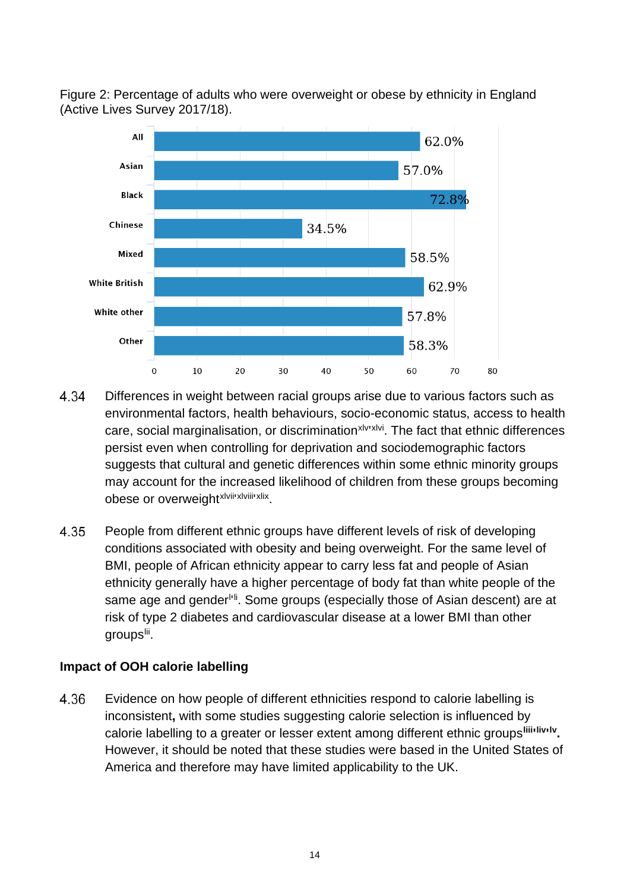Figure 2: Percentage of adults who were overweight or obese by ethnicity in England (Active Lives Survey 2017/18).

| Ethnicity | Percentage |
|---|---|
| All | 62.0% |
| Asian | 57.0% |
| Black | 72.8% |
| Chinese | 34.5% |
| Mixed | 58.5% |
| White British | 62.9% |
| White other | 57.8% |
| Other | 58.3% |

4.34 Differences in weight between racial groups arise due to various factors such as environmental factors, health behaviours, socio-economic status, access to health care, social marginalisation, or discrimination[xlv,xlvi]. The fact that ethnic differences persist even when controlling for deprivation and sociodemographic factors suggests that cultural and genetic differences within some ethnic minority groups may account for the increased likelihood of children from these groups becoming obese or overweight[xlvii,xlviii,xlix].

4.35 People from different ethnic groups have different levels of risk of developing conditions associated with obesity and being overweight. For the same level of BMI, people of African ethnicity appear to carry less fat and people of Asian ethnicity generally have a higher percentage of body fat than white people of the same age and gender[l,li]. Some groups (especially those of Asian descent) are at risk of type 2 diabetes and cardiovascular disease at a lower BMI than other groups[lii].

**Impact of OOH calorie labelling**

4.36 Evidence on how people of different ethnicities respond to calorie labelling is inconsistent**,** with some studies suggesting calorie selection is influenced by calorie labelling to a greater or lesser extent among different ethnic groups[liii,liv,lv]**.** However, it should be noted that these studies were based in the United States of America and therefore may have limited applicability to the UK.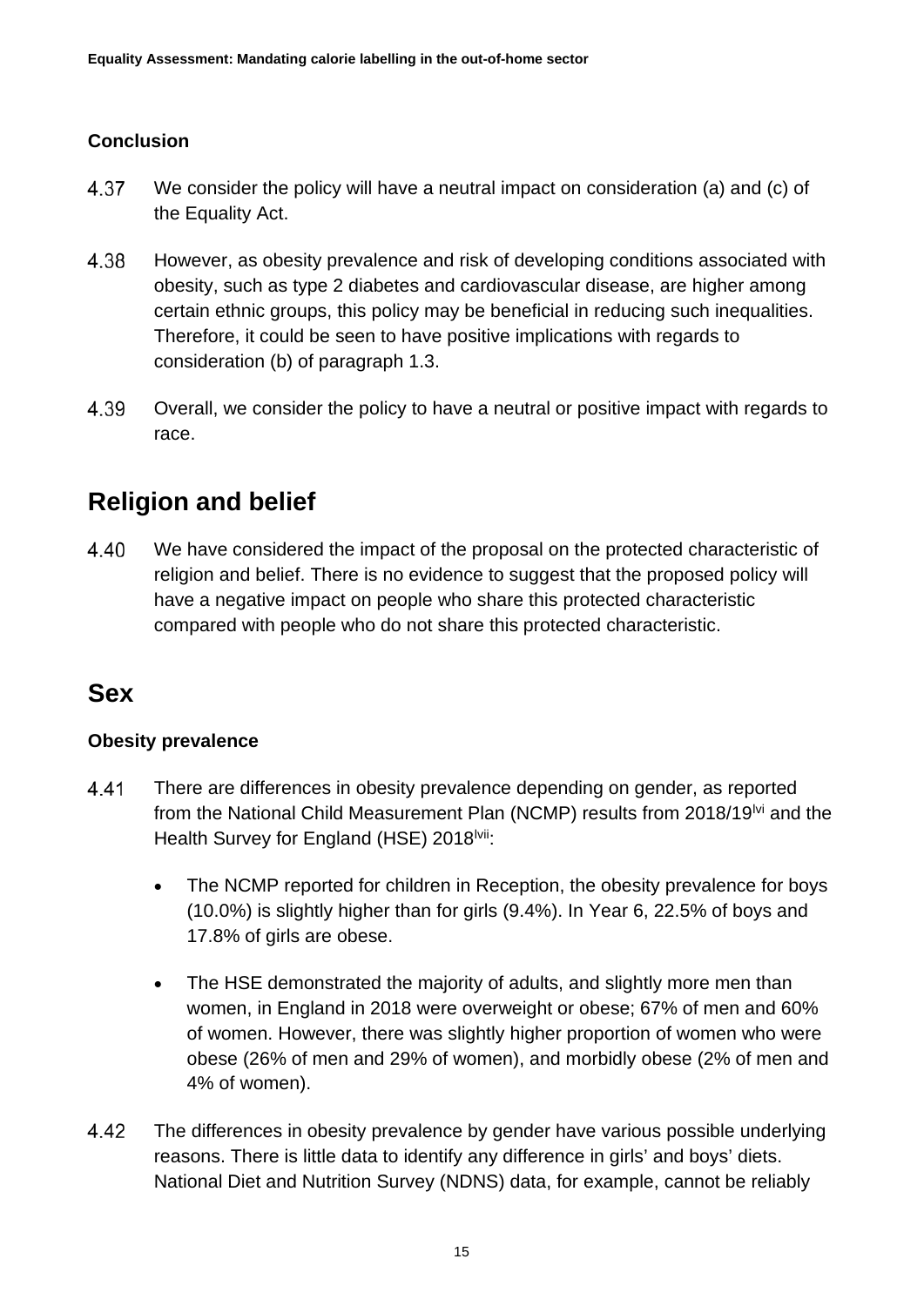### Conclusion

4.37 We consider the policy will have a neutral impact on consideration (a) and (c) of the Equality Act.

4.38 However, as obesity prevalence and risk of developing conditions associated with obesity, such as type 2 diabetes and cardiovascular disease, are higher among certain ethnic groups, this policy may be beneficial in reducing such inequalities. Therefore, it could be seen to have positive implications with regards to consideration (b) of paragraph 1.3.

4.39 Overall, we consider the policy to have a neutral or positive impact with regards to race.

## Religion and belief

4.40 We have considered the impact of the proposal on the protected characteristic of religion and belief. There is no evidence to suggest that the proposed policy will have a negative impact on people who share this protected characteristic compared with people who do not share this protected characteristic.

## Sex

### Obesity prevalence

4.41 There are differences in obesity prevalence depending on gender, as reported from the National Child Measurement Plan (NCMP) results from 2018/19[lvi] and the Health Survey for England (HSE) 2018[lvii]:

- The NCMP reported for children in Reception, the obesity prevalence for boys (10.0%) is slightly higher than for girls (9.4%). In Year 6, 22.5% of boys and 17.8% of girls are obese.
- The HSE demonstrated the majority of adults, and slightly more men than women, in England in 2018 were overweight or obese; 67% of men and 60% of women. However, there was slightly higher proportion of women who were obese (26% of men and 29% of women), and morbidly obese (2% of men and 4% of women).

4.42 The differences in obesity prevalence by gender have various possible underlying reasons. There is little data to identify any difference in girls' and boys' diets. National Diet and Nutrition Survey (NDNS) data, for example, cannot be reliably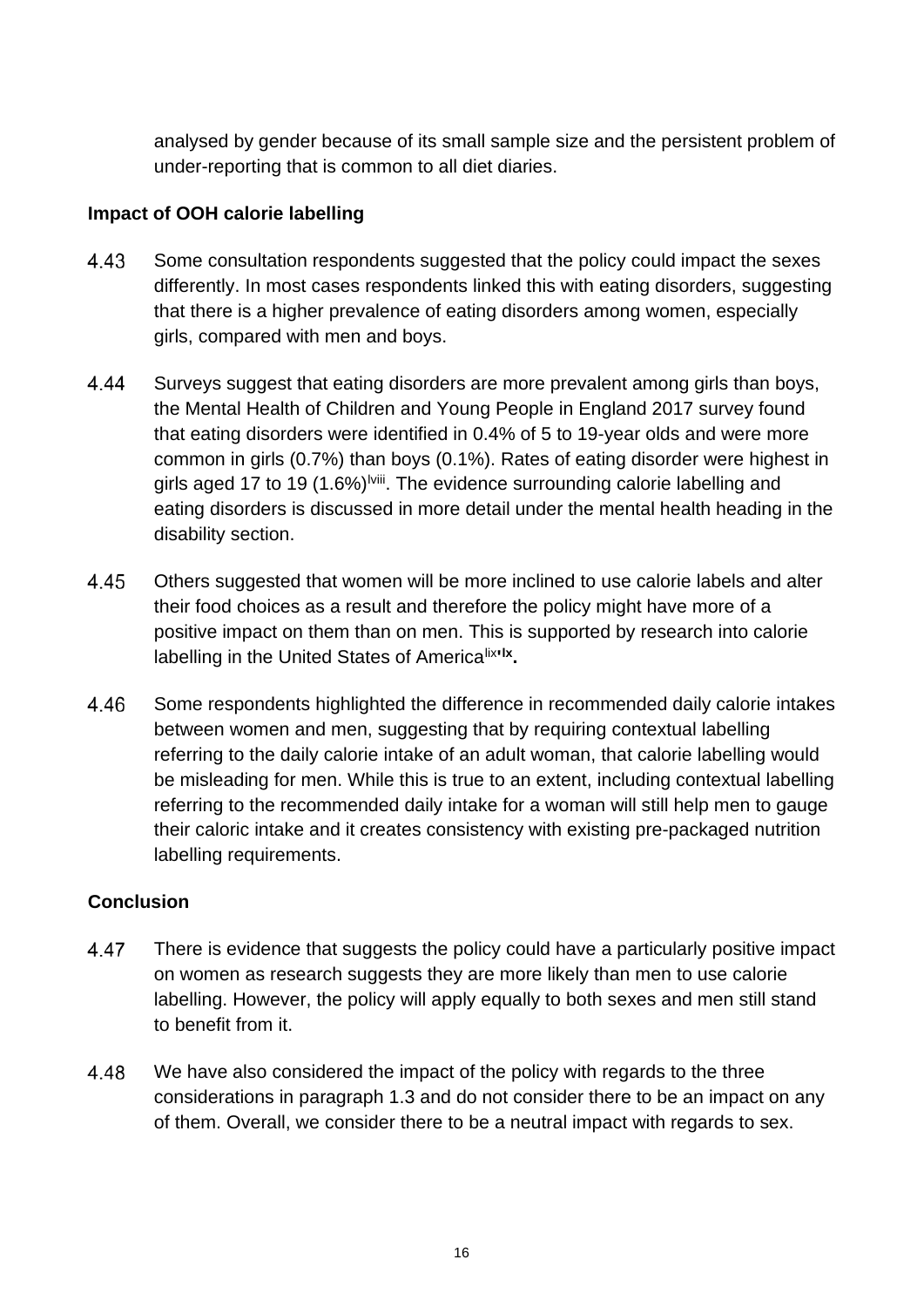analysed by gender because of its small sample size and the persistent problem of under-reporting that is common to all diet diaries.

**Impact of OOH calorie labelling**

4.43 Some consultation respondents suggested that the policy could impact the sexes differently. In most cases respondents linked this with eating disorders, suggesting that there is a higher prevalence of eating disorders among women, especially girls, compared with men and boys.

4.44 Surveys suggest that eating disorders are more prevalent among girls than boys, the Mental Health of Children and Young People in England 2017 survey found that eating disorders were identified in 0.4% of 5 to 19-year olds and were more common in girls (0.7%) than boys (0.1%). Rates of eating disorder were highest in girls aged 17 to 19 (1.6%)[lviii]. The evidence surrounding calorie labelling and eating disorders is discussed in more detail under the mental health heading in the disability section.

4.45 Others suggested that women will be more inclined to use calorie labels and alter their food choices as a result and therefore the policy might have more of a positive impact on them than on men. This is supported by research into calorie labelling in the United States of America[lix,lx].

4.46 Some respondents highlighted the difference in recommended daily calorie intakes between women and men, suggesting that by requiring contextual labelling referring to the daily calorie intake of an adult woman, that calorie labelling would be misleading for men. While this is true to an extent, including contextual labelling referring to the recommended daily intake for a woman will still help men to gauge their caloric intake and it creates consistency with existing pre-packaged nutrition labelling requirements.

**Conclusion**

4.47 There is evidence that suggests the policy could have a particularly positive impact on women as research suggests they are more likely than men to use calorie labelling. However, the policy will apply equally to both sexes and men still stand to benefit from it.

4.48 We have also considered the impact of the policy with regards to the three considerations in paragraph 1.3 and do not consider there to be an impact on any of them. Overall, we consider there to be a neutral impact with regards to sex.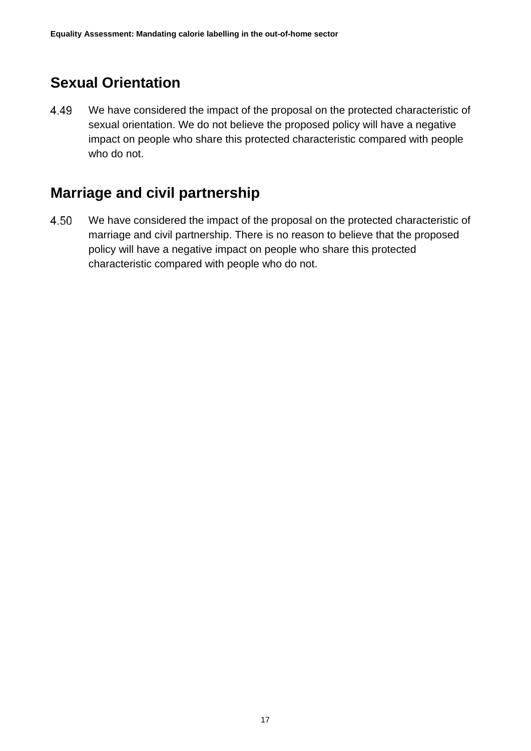## Sexual Orientation

4.49 We have considered the impact of the proposal on the protected characteristic of sexual orientation. We do not believe the proposed policy will have a negative impact on people who share this protected characteristic compared with people who do not.

## Marriage and civil partnership

4.50 We have considered the impact of the proposal on the protected characteristic of marriage and civil partnership. There is no reason to believe that the proposed policy will have a negative impact on people who share this protected characteristic compared with people who do not.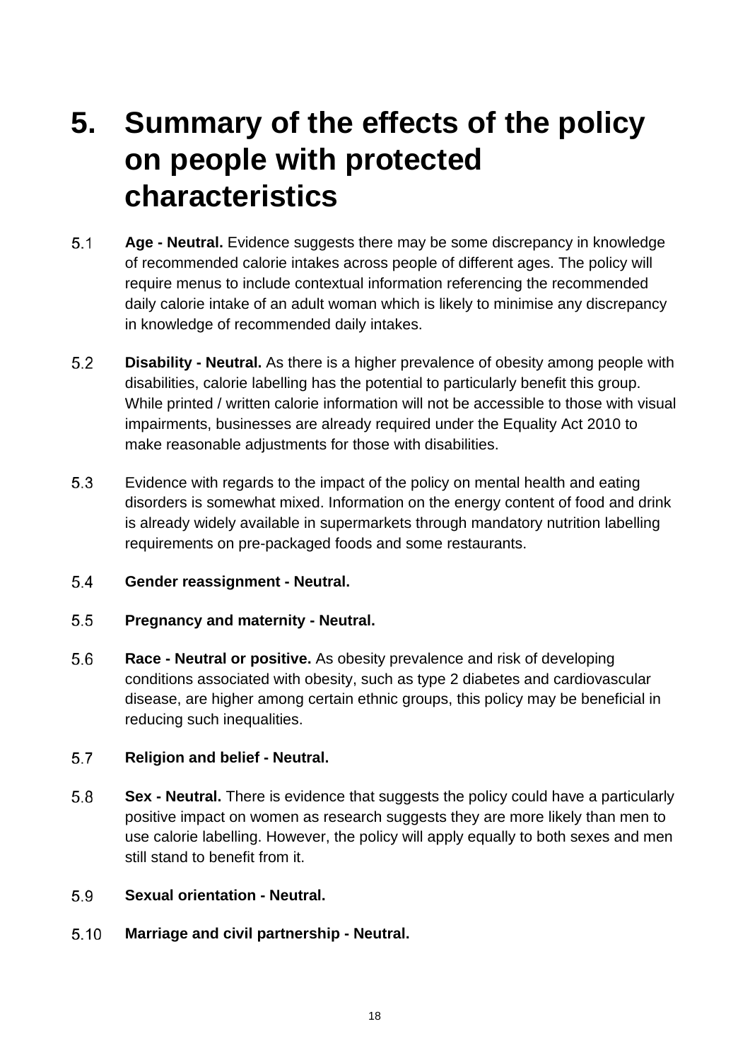# 5. Summary of the effects of the policy on people with protected characteristics

5.1 **Age - Neutral.** Evidence suggests there may be some discrepancy in knowledge of recommended calorie intakes across people of different ages. The policy will require menus to include contextual information referencing the recommended daily calorie intake of an adult woman which is likely to minimise any discrepancy in knowledge of recommended daily intakes.

5.2 **Disability - Neutral.** As there is a higher prevalence of obesity among people with disabilities, calorie labelling has the potential to particularly benefit this group. While printed / written calorie information will not be accessible to those with visual impairments, businesses are already required under the Equality Act 2010 to make reasonable adjustments for those with disabilities.

5.3 Evidence with regards to the impact of the policy on mental health and eating disorders is somewhat mixed. Information on the energy content of food and drink is already widely available in supermarkets through mandatory nutrition labelling requirements on pre-packaged foods and some restaurants.

5.4 **Gender reassignment - Neutral.**

5.5 **Pregnancy and maternity - Neutral.**

5.6 **Race - Neutral or positive.** As obesity prevalence and risk of developing conditions associated with obesity, such as type 2 diabetes and cardiovascular disease, are higher among certain ethnic groups, this policy may be beneficial in reducing such inequalities.

5.7 **Religion and belief - Neutral.**

5.8 **Sex - Neutral.** There is evidence that suggests the policy could have a particularly positive impact on women as research suggests they are more likely than men to use calorie labelling. However, the policy will apply equally to both sexes and men still stand to benefit from it.

5.9 **Sexual orientation - Neutral.**

5.10 **Marriage and civil partnership - Neutral.**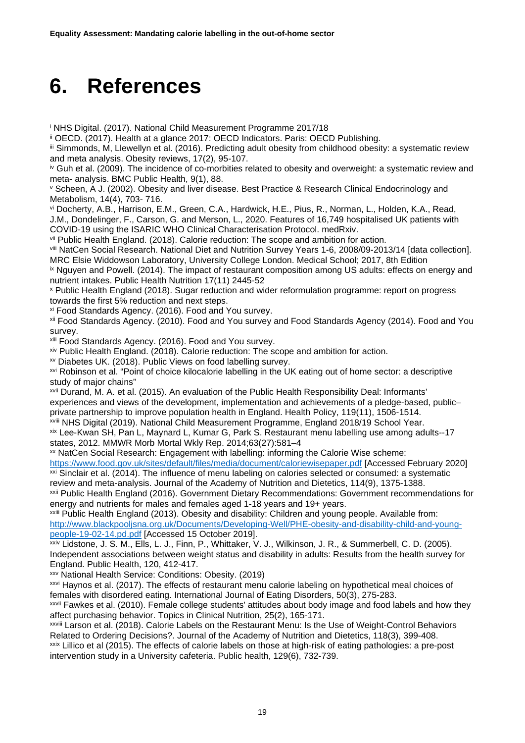# 6. References

[i] NHS Digital. (2017). National Child Measurement Programme 2017/18

[ii] OECD. (2017). Health at a glance 2017: OECD Indicators. Paris: OECD Publishing.

[iii] Simmonds, M, Llewellyn et al. (2016). Predicting adult obesity from childhood obesity: a systematic review and meta analysis. Obesity reviews, 17(2), 95-107.

[iv] Guh et al. (2009). The incidence of co-morbities related to obesity and overweight: a systematic review and meta- analysis. BMC Public Health, 9(1), 88.

[v] Scheen, A J. (2002). Obesity and liver disease. Best Practice & Research Clinical Endocrinology and Metabolism, 14(4), 703- 716.

[vi] Docherty, A.B., Harrison, E.M., Green, C.A., Hardwick, H.E., Pius, R., Norman, L., Holden, K.A., Read, J.M., Dondelinger, F., Carson, G. and Merson, L., 2020. Features of 16,749 hospitalised UK patients with COVID-19 using the ISARIC WHO Clinical Characterisation Protocol. medRxiv.

[vii] Public Health England. (2018). Calorie reduction: The scope and ambition for action.

[viii] NatCen Social Research. National Diet and Nutrition Survey Years 1-6, 2008/09-2013/14 [data collection]. MRC Elsie Widdowson Laboratory, University College London. Medical School; 2017, 8th Edition

[ix] Nguyen and Powell. (2014). The impact of restaurant composition among US adults: effects on energy and nutrient intakes. Public Health Nutrition 17(11) 2445-52

[x] Public Health England (2018). Sugar reduction and wider reformulation programme: report on progress towards the first 5% reduction and next steps.

[xi] Food Standards Agency. (2016). Food and You survey.

[xii] Food Standards Agency. (2010). Food and You survey and Food Standards Agency (2014). Food and You survey.

[xiii] Food Standards Agency. (2016). Food and You survey.

[xiv] Public Health England. (2018). Calorie reduction: The scope and ambition for action.

[xv] Diabetes UK. (2018). Public Views on food labelling survey.

[xvi] Robinson et al. "Point of choice kilocalorie labelling in the UK eating out of home sector: a descriptive study of major chains"

[xvii] Durand, M. A. et al. (2015). An evaluation of the Public Health Responsibility Deal: Informants' experiences and views of the development, implementation and achievements of a pledge-based, public–private partnership to improve population health in England. Health Policy, 119(11), 1506-1514.

[xviii] NHS Digital (2019). National Child Measurement Programme, England 2018/19 School Year.

[xix] Lee-Kwan SH, Pan L, Maynard L, Kumar G, Park S. Restaurant menu labelling use among adults--17 states, 2012. MMWR Morb Mortal Wkly Rep. 2014;63(27):581–4

[xx] NatCen Social Research: Engagement with labelling: informing the Calorie Wise scheme: https://www.food.gov.uk/sites/default/files/media/document/caloriewisepaper.pdf [Accessed February 2020]

[xxi] Sinclair et al. (2014). The influence of menu labeling on calories selected or consumed: a systematic review and meta-analysis. Journal of the Academy of Nutrition and Dietetics, 114(9), 1375-1388.

[xxii] Public Health England (2016). Government Dietary Recommendations: Government recommendations for energy and nutrients for males and females aged 1-18 years and 19+ years.

[xxiii] Public Health England (2013). Obesity and disability: Children and young people. Available from: http://www.blackpooljsna.org.uk/Documents/Developing-Well/PHE-obesity-and-disability-child-and-young-people-19-02-14.pd.pdf [Accessed 15 October 2019].

[xxiv] Lidstone, J. S. M., Ells, L. J., Finn, P., Whittaker, V. J., Wilkinson, J. R., & Summerbell, C. D. (2005). Independent associations between weight status and disability in adults: Results from the health survey for England. Public Health, 120, 412-417.

[xxv] National Health Service: Conditions: Obesity. (2019)

[xxvi] Haynos et al. (2017). The effects of restaurant menu calorie labeling on hypothetical meal choices of females with disordered eating. International Journal of Eating Disorders, 50(3), 275-283.

[xxvii] Fawkes et al. (2010). Female college students' attitudes about body image and food labels and how they affect purchasing behavior. Topics in Clinical Nutrition, 25(2), 165-171.

[xxviii] Larson et al. (2018). Calorie Labels on the Restaurant Menu: Is the Use of Weight-Control Behaviors Related to Ordering Decisions?. Journal of the Academy of Nutrition and Dietetics, 118(3), 399-408.

[xxix] Lillico et al (2015). The effects of calorie labels on those at high-risk of eating pathologies: a pre-post intervention study in a University cafeteria. Public health, 129(6), 732-739.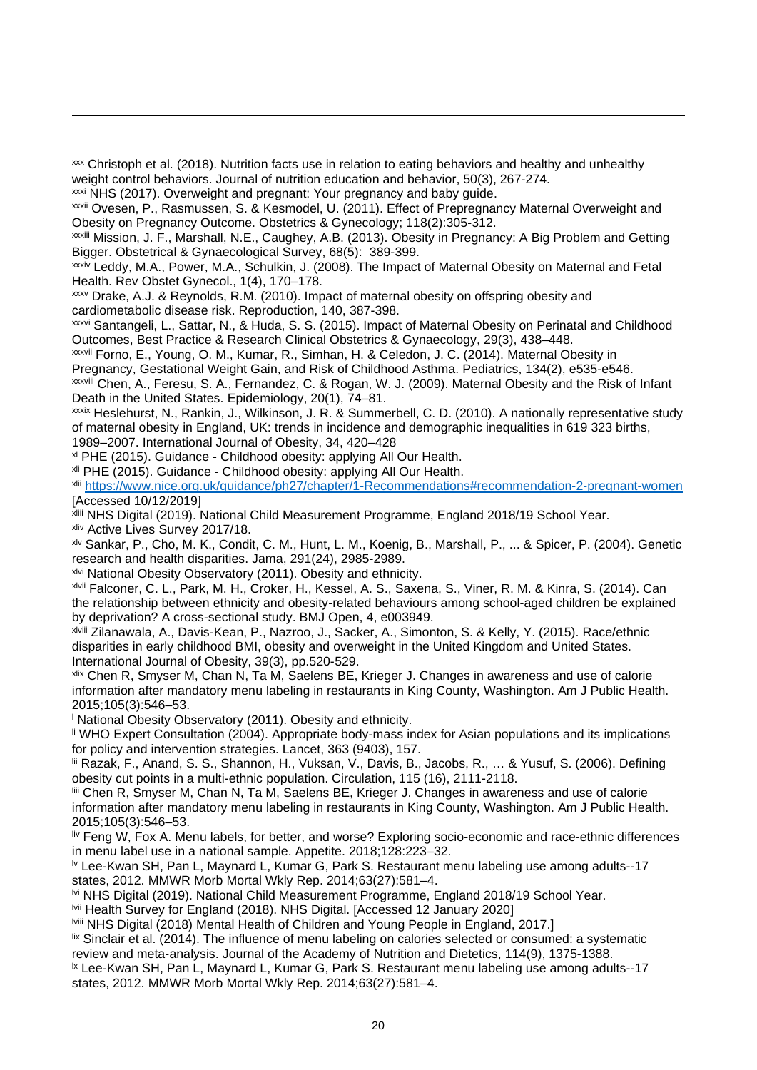[xxx] Christoph et al. (2018). Nutrition facts use in relation to eating behaviors and healthy and unhealthy weight control behaviors. Journal of nutrition education and behavior, 50(3), 267-274.

[xxxi] NHS (2017). Overweight and pregnant: Your pregnancy and baby guide.

[xxxii] Ovesen, P., Rasmussen, S. & Kesmodel, U. (2011). Effect of Prepregnancy Maternal Overweight and Obesity on Pregnancy Outcome. Obstetrics & Gynecology; 118(2):305-312.

[xxxiii] Mission, J. F., Marshall, N.E., Caughey, A.B. (2013). Obesity in Pregnancy: A Big Problem and Getting Bigger. Obstetrical & Gynaecological Survey, 68(5): 389-399.

[xxxiv] Leddy, M.A., Power, M.A., Schulkin, J. (2008). The Impact of Maternal Obesity on Maternal and Fetal Health. Rev Obstet Gynecol., 1(4), 170–178.

[xxxv] Drake, A.J. & Reynolds, R.M. (2010). Impact of maternal obesity on offspring obesity and cardiometabolic disease risk. Reproduction, 140, 387-398.

[xxxvi] Santangeli, L., Sattar, N., & Huda, S. S. (2015). Impact of Maternal Obesity on Perinatal and Childhood Outcomes, Best Practice & Research Clinical Obstetrics & Gynaecology, 29(3), 438–448.

[xxxvii] Forno, E., Young, O. M., Kumar, R., Simhan, H. & Celedon, J. C. (2014). Maternal Obesity in Pregnancy, Gestational Weight Gain, and Risk of Childhood Asthma. Pediatrics, 134(2), e535-e546.

[xxxviii] Chen, A., Feresu, S. A., Fernandez, C. & Rogan, W. J. (2009). Maternal Obesity and the Risk of Infant Death in the United States. Epidemiology, 20(1), 74–81.

[xxxix] Heslehurst, N., Rankin, J., Wilkinson, J. R. & Summerbell, C. D. (2010). A nationally representative study of maternal obesity in England, UK: trends in incidence and demographic inequalities in 619 323 births, 1989–2007. International Journal of Obesity, 34, 420–428

[xl] PHE (2015). Guidance - Childhood obesity: applying All Our Health.

[xli] PHE (2015). Guidance - Childhood obesity: applying All Our Health.

[xlii] https://www.nice.org.uk/guidance/ph27/chapter/1-Recommendations#recommendation-2-pregnant-women [Accessed 10/12/2019]

[xliii] NHS Digital (2019). National Child Measurement Programme, England 2018/19 School Year.

[xliv] Active Lives Survey 2017/18.

[xlv] Sankar, P., Cho, M. K., Condit, C. M., Hunt, L. M., Koenig, B., Marshall, P., ... & Spicer, P. (2004). Genetic research and health disparities. Jama, 291(24), 2985-2989.

[xlvi] National Obesity Observatory (2011). Obesity and ethnicity.

[xlvii] Falconer, C. L., Park, M. H., Croker, H., Kessel, A. S., Saxena, S., Viner, R. M. & Kinra, S. (2014). Can the relationship between ethnicity and obesity-related behaviours among school-aged children be explained by deprivation? A cross-sectional study. BMJ Open, 4, e003949.

[xlviii] Zilanawala, A., Davis-Kean, P., Nazroo, J., Sacker, A., Simonton, S. & Kelly, Y. (2015). Race/ethnic disparities in early childhood BMI, obesity and overweight in the United Kingdom and United States. International Journal of Obesity, 39(3), pp.520-529.

[xlix] Chen R, Smyser M, Chan N, Ta M, Saelens BE, Krieger J. Changes in awareness and use of calorie information after mandatory menu labeling in restaurants in King County, Washington. Am J Public Health. 2015;105(3):546–53.

[l] National Obesity Observatory (2011). Obesity and ethnicity.

[li] WHO Expert Consultation (2004). Appropriate body-mass index for Asian populations and its implications for policy and intervention strategies. Lancet, 363 (9403), 157.

[lii] Razak, F., Anand, S. S., Shannon, H., Vuksan, V., Davis, B., Jacobs, R., … & Yusuf, S. (2006). Defining obesity cut points in a multi-ethnic population. Circulation, 115 (16), 2111-2118.

[liii] Chen R, Smyser M, Chan N, Ta M, Saelens BE, Krieger J. Changes in awareness and use of calorie information after mandatory menu labeling in restaurants in King County, Washington. Am J Public Health. 2015;105(3):546–53.

[liv] Feng W, Fox A. Menu labels, for better, and worse? Exploring socio-economic and race-ethnic differences in menu label use in a national sample. Appetite. 2018;128:223–32.

[lv] Lee-Kwan SH, Pan L, Maynard L, Kumar G, Park S. Restaurant menu labeling use among adults--17 states, 2012. MMWR Morb Mortal Wkly Rep. 2014;63(27):581–4.

[lvi] NHS Digital (2019). National Child Measurement Programme, England 2018/19 School Year.

[lvii] Health Survey for England (2018). NHS Digital. [Accessed 12 January 2020]

[lviii] NHS Digital (2018) Mental Health of Children and Young People in England, 2017.]

[lix] Sinclair et al. (2014). The influence of menu labeling on calories selected or consumed: a systematic review and meta-analysis. Journal of the Academy of Nutrition and Dietetics, 114(9), 1375-1388.

[lx] Lee-Kwan SH, Pan L, Maynard L, Kumar G, Park S. Restaurant menu labeling use among adults--17 states, 2012. MMWR Morb Mortal Wkly Rep. 2014;63(27):581–4.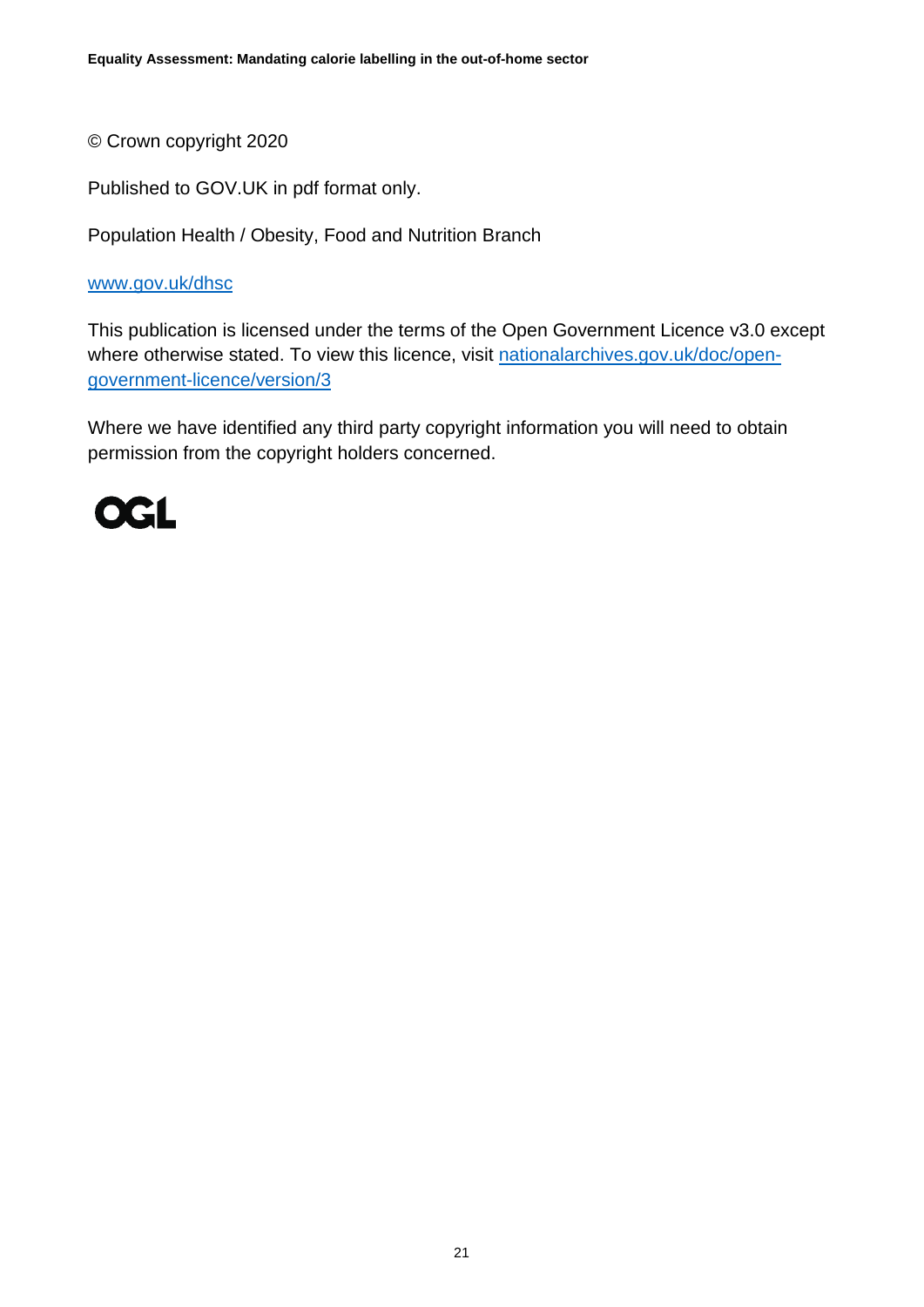© Crown copyright 2020

Published to GOV.UK in pdf format only.

Population Health / Obesity, Food and Nutrition Branch

[www.gov.uk/dhsc](http://www.gov.uk/dhsc)

This publication is licensed under the terms of the Open Government Licence v3.0 except where otherwise stated. To view this licence, visit [nationalarchives.gov.uk/doc/open-government-licence/version/3](http://nationalarchives.gov.uk/doc/open-government-licence/version/3)

Where we have identified any third party copyright information you will need to obtain permission from the copyright holders concerned.

OGL